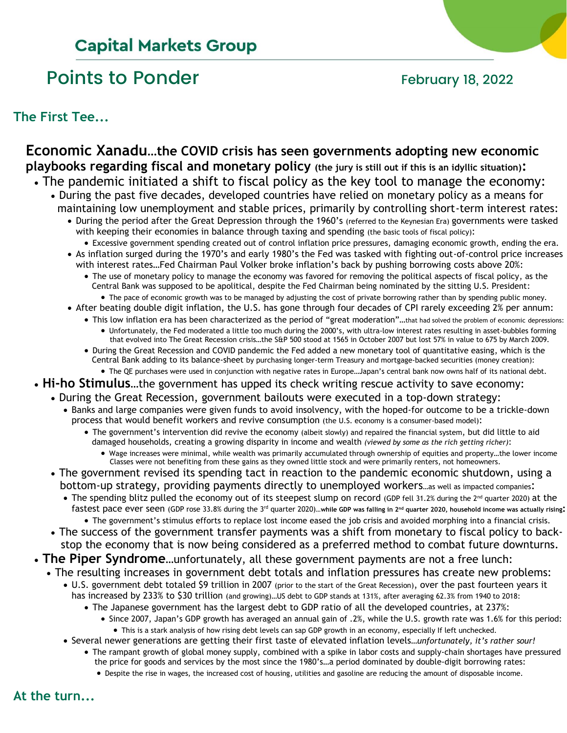## Capital Markets Group

# Points to Ponder

February 18, 2022

### The First Tee...

**Economic Xanadu…the COVID crisis has seen governments adopting new economic playbooks regarding fiscal and monetary policy (the jury is still out if this is an idyllic situation):**

- The pandemic initiated a shift to fiscal policy as the key tool to manage the economy:
  - During the past five decades, developed countries have relied on monetary policy as a means for maintaining low unemployment and stable prices, primarily by controlling short-term interest rates:
    - During the period after the Great Depression through the 1960's (referred to the Keynesian Era) governments were tasked with keeping their economies in balance through taxing and spending (the basic tools of fiscal policy):
      - Excessive government spending created out of control inflation price pressures, damaging economic growth, ending the era.
    - As inflation surged during the 1970's and early 1980's the Fed was tasked with fighting out-of-control price increases with interest rates…Fed Chairman Paul Volker broke inflation's back by pushing borrowing costs above 20%:
      - The use of monetary policy to manage the economy was favored for removing the political aspects of fiscal policy, as the Central Bank was supposed to be apolitical, despite the Fed Chairman being nominated by the sitting U.S. President:
        - The pace of economic growth was to be managed by adjusting the cost of private borrowing rather than by spending public money.
    - After beating double digit inflation, the U.S. has gone through four decades of CPI rarely exceeding 2% per annum:
      - This low inflation era has been characterized as the period of "great moderation"…that had solved the problem of economic depressions:
        - Unfortunately, the Fed moderated a little too much during the 2000's, with ultra-low interest rates resulting in asset-bubbles forming that evolved into The Great Recession crisis…the S&P 500 stood at 1565 in October 2007 but lost 57% in value to 675 by March 2009.
      - During the Great Recession and COVID pandemic the Fed added a new monetary tool of quantitative easing, which is the Central Bank adding to its balance-sheet by purchasing longer-term Treasury and mortgage-backed securities (money creation):
        - The QE purchases were used in conjunction with negative rates in Europe…Japan's central bank now owns half of its national debt.
- **Hi-ho Stimulus**…the government has upped its check writing rescue activity to save economy:
  - During the Great Recession, government bailouts were executed in a top-down strategy:
    - Banks and large companies were given funds to avoid insolvency, with the hoped-for outcome to be a trickle-down process that would benefit workers and revive consumption (the U.S. economy is a consumer-based model):
      - The government's intervention did revive the economy (albeit slowly) and repaired the financial system, but did little to aid damaged households, creating a growing disparity in income and wealth *(viewed by some as the rich getting richer)*:
        - Wage increases were minimal, while wealth was primarily accumulated through ownership of equities and property…the lower income Classes were not benefiting from these gains as they owned little stock and were primarily renters, not homeowners.
  - The government revised its spending tact in reaction to the pandemic economic shutdown, using a bottom-up strategy, providing payments directly to unemployed workers…as well as impacted companies:
    - The spending blitz pulled the economy out of its steepest slump on record (GDP fell 31.2% during the 2nd quarter 2020) at the fastest pace ever seen (GDP rose 33.8% during the 3rd quarter 2020)…**while GDP was falling in 2nd quarter 2020, household income was actually rising:**
      - The government's stimulus efforts to replace lost income eased the job crisis and avoided morphing into a financial crisis.
  - The success of the government transfer payments was a shift from monetary to fiscal policy to back-stop the economy that is now being considered as a preferred method to combat future downturns.
- **The Piper Syndrome**…unfortunately, all these government payments are not a free lunch:
  - The resulting increases in government debt totals and inflation pressures has create new problems:
    - U.S. government debt totaled $9 trillion in 2007 (prior to the start of the Great Recession), over the past fourteen years it has increased by 233% to $30 trillion (and growing)…US debt to GDP stands at 131%, after averaging 62.3% from 1940 to 2018:
      - The Japanese government has the largest debt to GDP ratio of all the developed countries, at 237%:
        - Since 2007, Japan's GDP growth has averaged an annual gain of .2%, while the U.S. growth rate was 1.6% for this period:
          - This is a stark analysis of how rising debt levels can sap GDP growth in an economy, especially If left unchecked.
    - Several newer generations are getting their first taste of elevated inflation levels…*unfortunately, it's rather sour!*
      - The rampant growth of global money supply, combined with a spike in labor costs and supply-chain shortages have pressured the price for goods and services by the most since the 1980's…a period dominated by double-digit borrowing rates:
        - Despite the rise in wages, the increased cost of housing, utilities and gasoline are reducing the amount of disposable income.

### At the turn...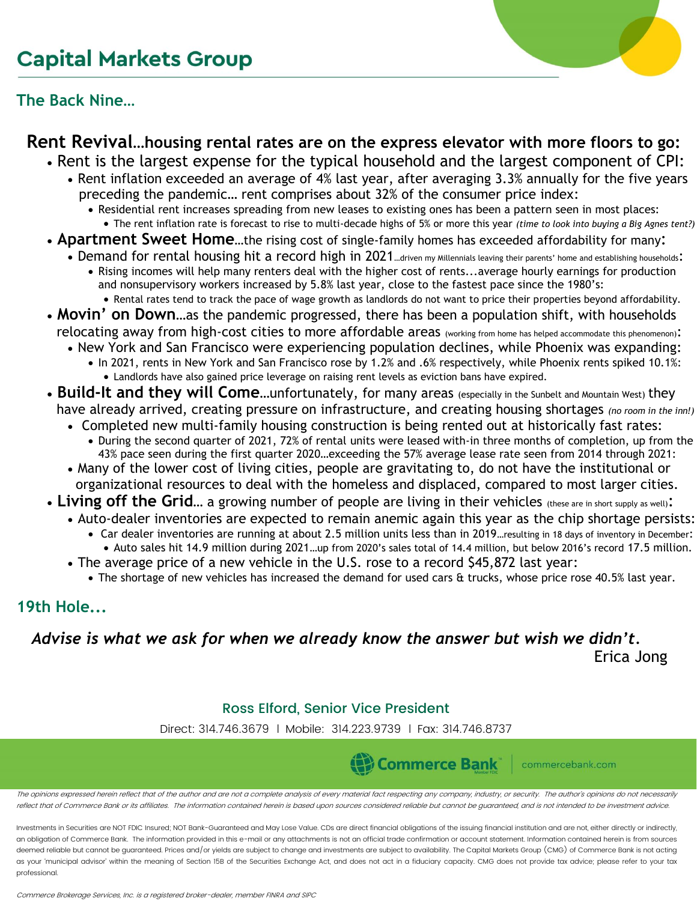## Capital Markets Group

### The Back Nine…

**Rent Revival…housing rental rates are on the express elevator with more floors to go:**

- Rent is the largest expense for the typical household and the largest component of CPI:
  - Rent inflation exceeded an average of 4% last year, after averaging 3.3% annually for the five years preceding the pandemic… rent comprises about 32% of the consumer price index:
    - Residential rent increases spreading from new leases to existing ones has been a pattern seen in most places:
      - The rent inflation rate is forecast to rise to multi-decade highs of 5% or more this year *(time to look into buying a Big Agnes tent?)*
- **Apartment Sweet Home**…the rising cost of single-family homes has exceeded affordability for many:
  - Demand for rental housing hit a record high in 2021…driven my Millennials leaving their parents' home and establishing households:
    - Rising incomes will help many renters deal with the higher cost of rents...average hourly earnings for production and nonsupervisory workers increased by 5.8% last year, close to the fastest pace since the 1980's:
      - Rental rates tend to track the pace of wage growth as landlords do not want to price their properties beyond affordability.
- **Movin' on Down**…as the pandemic progressed, there has been a population shift, with households relocating away from high-cost cities to more affordable areas (working from home has helped accommodate this phenomenon):
  - New York and San Francisco were experiencing population declines, while Phoenix was expanding:
    - In 2021, rents in New York and San Francisco rose by 1.2% and .6% respectively, while Phoenix rents spiked 10.1%:
      - Landlords have also gained price leverage on raising rent levels as eviction bans have expired.
- **Build-It and they will Come**…unfortunately, for many areas (especially in the Sunbelt and Mountain West) they have already arrived, creating pressure on infrastructure, and creating housing shortages *(no room in the inn!)*
  - Completed new multi-family housing construction is being rented out at historically fast rates:
    - During the second quarter of 2021, 72% of rental units were leased with-in three months of completion, up from the 43% pace seen during the first quarter 2020…exceeding the 57% average lease rate seen from 2014 through 2021:
  - Many of the lower cost of living cities, people are gravitating to, do not have the institutional or organizational resources to deal with the homeless and displaced, compared to most larger cities.
- **Living off the Grid**… a growing number of people are living in their vehicles (these are in short supply as well):
  - Auto-dealer inventories are expected to remain anemic again this year as the chip shortage persists:
    - Car dealer inventories are running at about 2.5 million units less than in 2019…resulting in 18 days of inventory in December:
      - Auto sales hit 14.9 million during 2021…up from 2020's sales total of 14.4 million, but below 2016's record 17.5 million.
  - The average price of a new vehicle in the U.S. rose to a record $45,872 last year:
    - The shortage of new vehicles has increased the demand for used cars & trucks, whose price rose 40.5% last year.

### 19th Hole...

***Advise is what we ask for when we already know the answer but wish we didn't.***

Erica Jong

Ross Elford, Senior Vice President

Direct: 314.746.3679 | Mobile: 314.223.9739 | Fax: 314.746.8737

Commerce Bank | commercebank.com

*The opinions expressed herein reflect that of the author and are not a complete analysis of every material fact respecting any company, industry, or security. The author's opinions do not necessarily reflect that of Commerce Bank or its affiliates. The information contained herein is based upon sources considered reliable but cannot be guaranteed, and is not intended to be investment advice.*

Investments in Securities are NOT FDIC Insured; NOT Bank-Guaranteed and May Lose Value. CDs are direct financial obligations of the issuing financial institution and are not, either directly or indirectly, an obligation of Commerce Bank. The information provided in this e-mail or any attachments is not an official trade confirmation or account statement. Information contained herein is from sources deemed reliable but cannot be guaranteed. Prices and/or yields are subject to change and investments are subject to availability. The Capital Markets Group (CMG) of Commerce Bank is not acting as your 'municipal advisor' within the meaning of Section 15B of the Securities Exchange Act, and does not act in a fiduciary capacity. CMG does not provide tax advice; please refer to your tax professional.

*Commerce Brokerage Services, Inc. is a registered broker-dealer, member FINRA and SIPC*